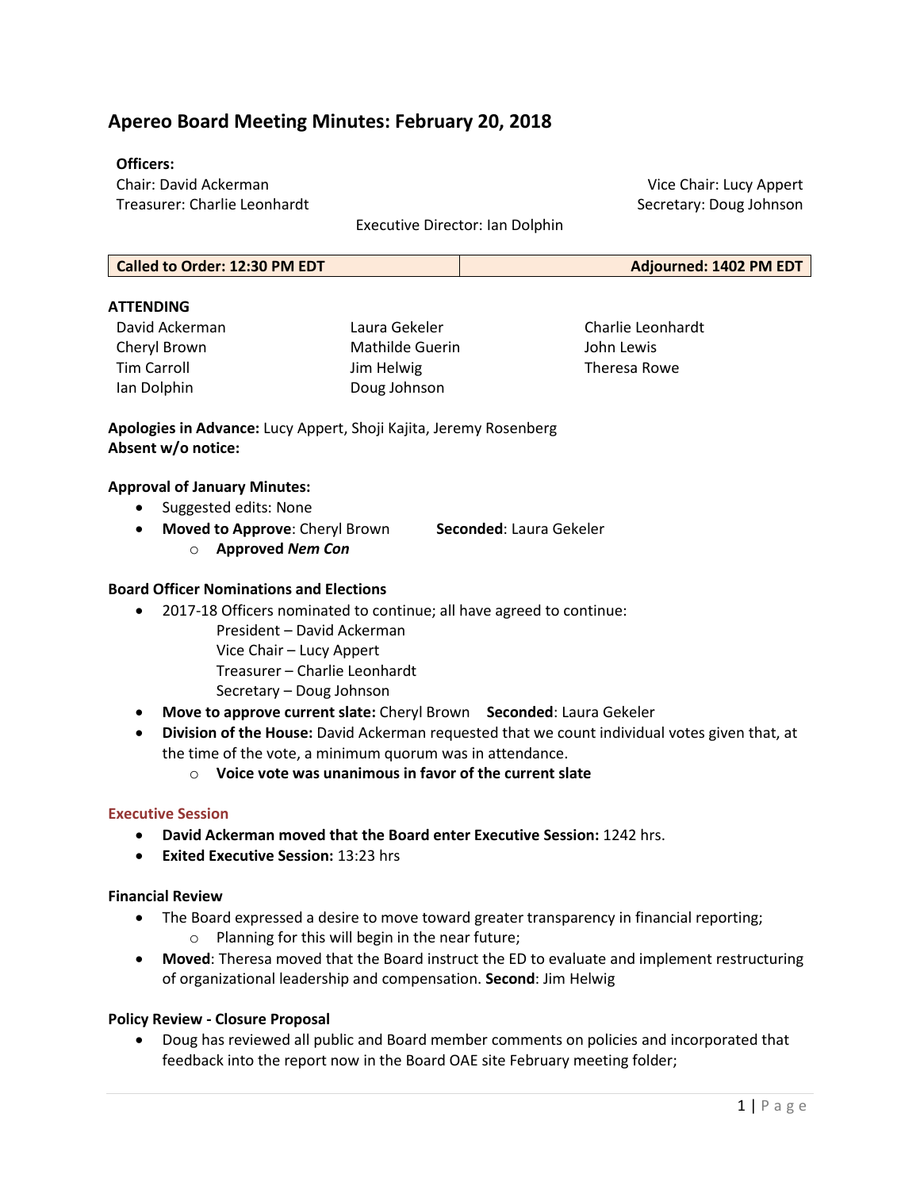# Apereo Board Meeting Minutes: February 20, 2018

**Officers:**

Chair: David Ackerman
Vice Chair: Lucy Appert
Treasurer: Charlie Leonhardt
Secretary: Doug Johnson
Executive Director: Ian Dolphin

| Called to Order: 12:30 PM EDT | Adjourned: 1402 PM EDT |
|---|---|

**ATTENDING**

| | | |
|---|---|---|
| David Ackerman | Laura Gekeler | Charlie Leonhardt |
| Cheryl Brown | Mathilde Guerin | John Lewis |
| Tim Carroll | Jim Helwig | Theresa Rowe |
| Ian Dolphin | Doug Johnson | |

**Apologies in Advance:** Lucy Appert, Shoji Kajita, Jeremy Rosenberg
**Absent w/o notice:**

**Approval of January Minutes:**

- Suggested edits: None
- **Moved to Approve**: Cheryl Brown **Seconded**: Laura Gekeler
  - **Approved *Nem Con***

**Board Officer Nominations and Elections**

- 2017-18 Officers nominated to continue; all have agreed to continue:
  President – David Ackerman
  Vice Chair – Lucy Appert
  Treasurer – Charlie Leonhardt
  Secretary – Doug Johnson
- **Move to approve current slate:** Cheryl Brown **Seconded**: Laura Gekeler
- **Division of the House:** David Ackerman requested that we count individual votes given that, at the time of the vote, a minimum quorum was in attendance.
  - **Voice vote was unanimous in favor of the current slate**

**Executive Session**

- **David Ackerman moved that the Board enter Executive Session:** 1242 hrs.
- **Exited Executive Session:** 13:23 hrs

**Financial Review**

- The Board expressed a desire to move toward greater transparency in financial reporting;
  - Planning for this will begin in the near future;
- **Moved**: Theresa moved that the Board instruct the ED to evaluate and implement restructuring of organizational leadership and compensation. **Second**: Jim Helwig

**Policy Review - Closure Proposal**

- Doug has reviewed all public and Board member comments on policies and incorporated that feedback into the report now in the Board OAE site February meeting folder;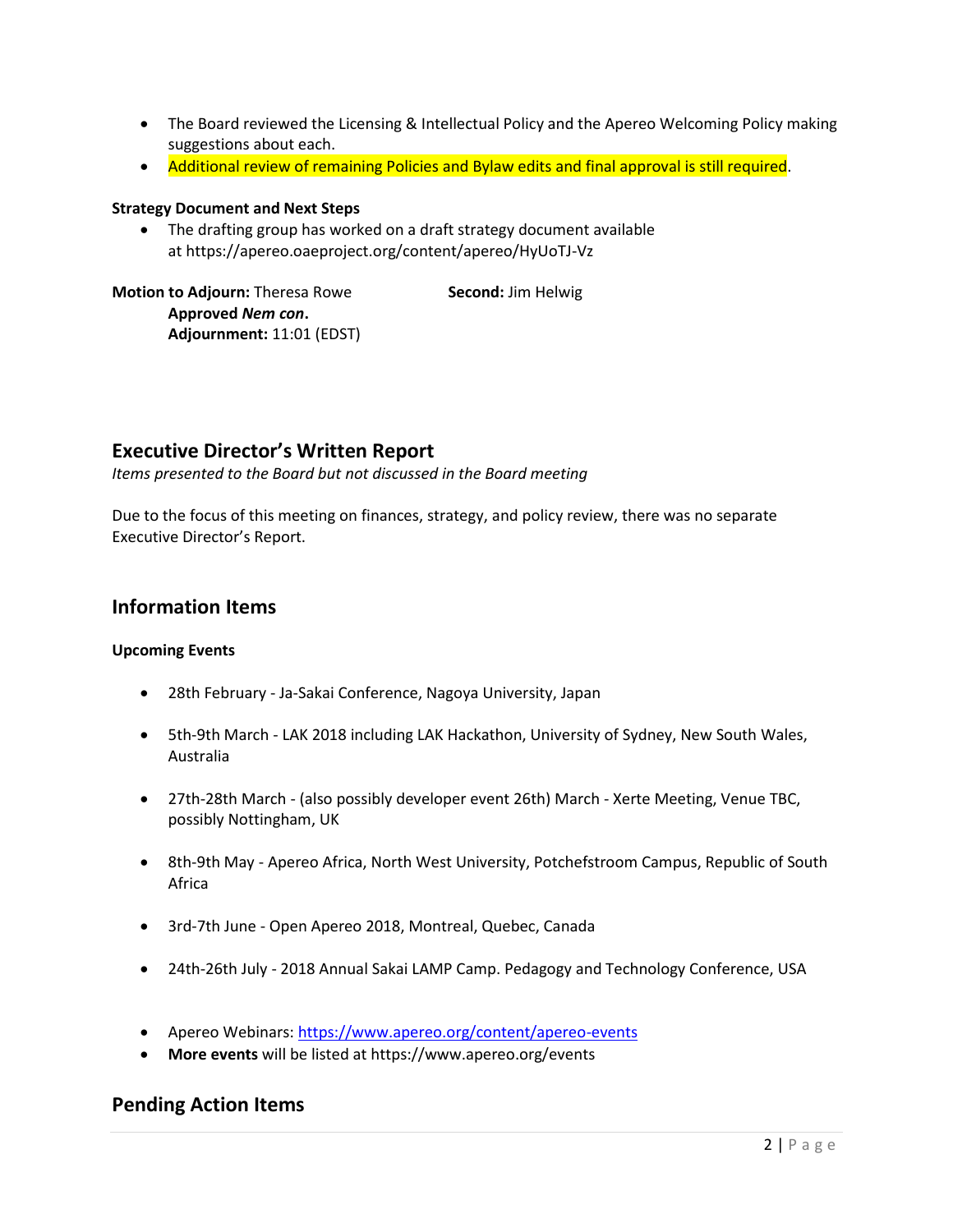- The Board reviewed the Licensing & Intellectual Policy and the Apereo Welcoming Policy making suggestions about each.
- Additional review of remaining Policies and Bylaw edits and final approval is still required.

**Strategy Document and Next Steps**

- The drafting group has worked on a draft strategy document available at https://apereo.oaeproject.org/content/apereo/HyUoTJ-Vz

**Motion to Adjourn:** Theresa Rowe **Second:** Jim Helwig
**Approved *Nem con*.**
**Adjournment:** 11:01 (EDST)

## Executive Director's Written Report

*Items presented to the Board but not discussed in the Board meeting*

Due to the focus of this meeting on finances, strategy, and policy review, there was no separate Executive Director's Report.

## Information Items

**Upcoming Events**

- 28th February - Ja-Sakai Conference, Nagoya University, Japan
- 5th-9th March - LAK 2018 including LAK Hackathon, University of Sydney, New South Wales, Australia
- 27th-28th March - (also possibly developer event 26th) March - Xerte Meeting, Venue TBC, possibly Nottingham, UK
- 8th-9th May - Apereo Africa, North West University, Potchefstroom Campus, Republic of South Africa
- 3rd-7th June - Open Apereo 2018, Montreal, Quebec, Canada
- 24th-26th July - 2018 Annual Sakai LAMP Camp. Pedagogy and Technology Conference, USA

- Apereo Webinars: https://www.apereo.org/content/apereo-events
- **More events** will be listed at https://www.apereo.org/events

## Pending Action Items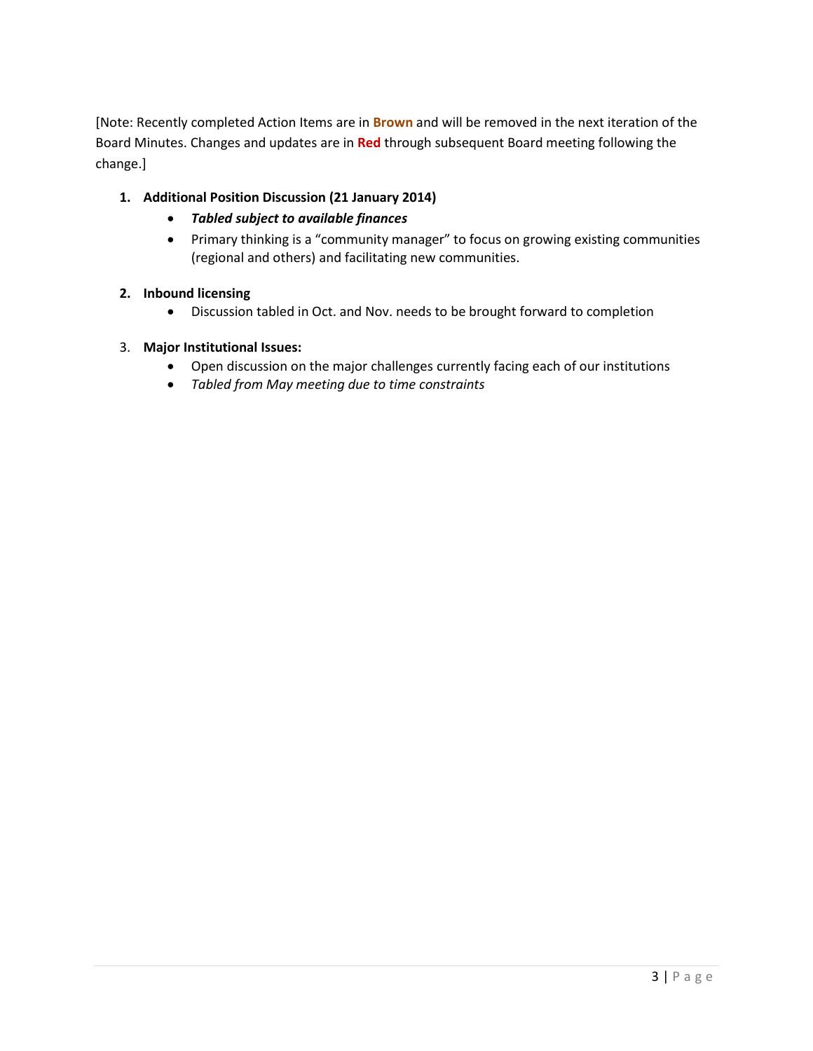[Note: Recently completed Action Items are in **Brown** and will be removed in the next iteration of the Board Minutes. Changes and updates are in **Red** through subsequent Board meeting following the change.]

1. **Additional Position Discussion (21 January 2014)**
   - ***Tabled subject to available finances***
   - Primary thinking is a "community manager" to focus on growing existing communities (regional and others) and facilitating new communities.

2. **Inbound licensing**
   - Discussion tabled in Oct. and Nov. needs to be brought forward to completion

3. **Major Institutional Issues:**
   - Open discussion on the major challenges currently facing each of our institutions
   - *Tabled from May meeting due to time constraints*